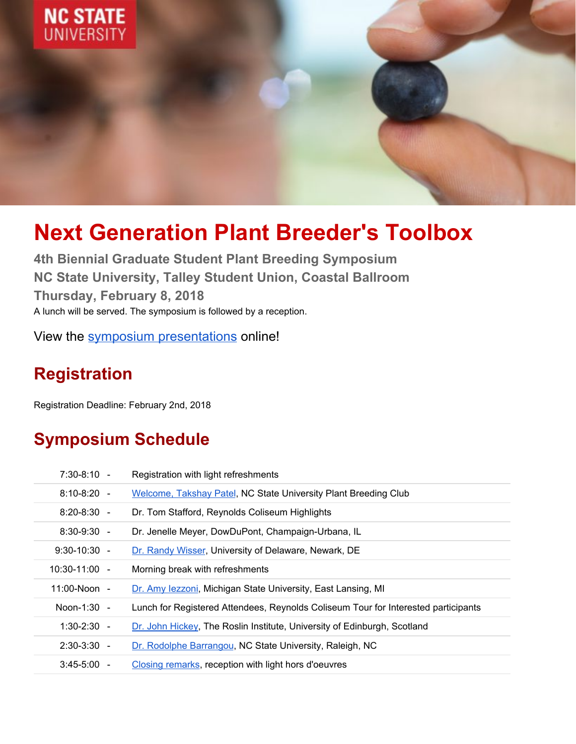# Next Generation Plant Breeder's Toolbox

**4th Biennial Graduate Student Plant Breeding Symposium**
**NC State University, Talley Student Union, Coastal Ballroom**
**Thursday, February 8, 2018**

A lunch will be served. The symposium is followed by a reception.

View the symposium presentations online!

## Registration

Registration Deadline: February 2nd, 2018

## Symposium Schedule

| | | |
|---|---|---|
| 7:30-8:10 | - | Registration with light refreshments |
| 8:10-8:20 | - | Welcome, Takshay Patel, NC State University Plant Breeding Club |
| 8:20-8:30 | - | Dr. Tom Stafford, Reynolds Coliseum Highlights |
| 8:30-9:30 | - | Dr. Jenelle Meyer, DowDuPont, Champaign-Urbana, IL |
| 9:30-10:30 | - | Dr. Randy Wisser, University of Delaware, Newark, DE |
| 10:30-11:00 | - | Morning break with refreshments |
| 11:00-Noon | - | Dr. Amy Iezzoni, Michigan State University, East Lansing, MI |
| Noon-1:30 | - | Lunch for Registered Attendees, Reynolds Coliseum Tour for Interested participants |
| 1:30-2:30 | - | Dr. John Hickey, The Roslin Institute, University of Edinburgh, Scotland |
| 2:30-3:30 | - | Dr. Rodolphe Barrangou, NC State University, Raleigh, NC |
| 3:45-5:00 | - | Closing remarks, reception with light hors d'oeuvres |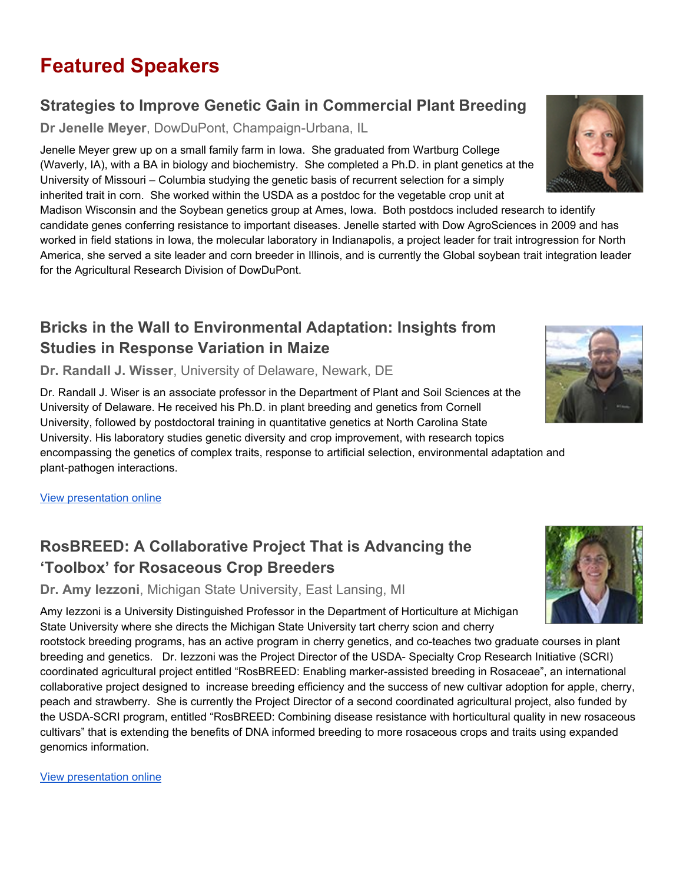# Featured Speakers

## Strategies to Improve Genetic Gain in Commercial Plant Breeding

**Dr Jenelle Meyer**, DowDuPont, Champaign-Urbana, IL

Jenelle Meyer grew up on a small family farm in Iowa. She graduated from Wartburg College (Waverly, IA), with a BA in biology and biochemistry. She completed a Ph.D. in plant genetics at the University of Missouri – Columbia studying the genetic basis of recurrent selection for a simply inherited trait in corn. She worked within the USDA as a postdoc for the vegetable crop unit at Madison Wisconsin and the Soybean genetics group at Ames, Iowa. Both postdocs included research to identify candidate genes conferring resistance to important diseases. Jenelle started with Dow AgroSciences in 2009 and has worked in field stations in Iowa, the molecular laboratory in Indianapolis, a project leader for trait introgression for North America, she served a site leader and corn breeder in Illinois, and is currently the Global soybean trait integration leader for the Agricultural Research Division of DowDuPont.

## Bricks in the Wall to Environmental Adaptation: Insights from Studies in Response Variation in Maize

**Dr. Randall J. Wisser**, University of Delaware, Newark, DE

Dr. Randall J. Wiser is an associate professor in the Department of Plant and Soil Sciences at the University of Delaware. He received his Ph.D. in plant breeding and genetics from Cornell University, followed by postdoctoral training in quantitative genetics at North Carolina State University. His laboratory studies genetic diversity and crop improvement, with research topics encompassing the genetics of complex traits, response to artificial selection, environmental adaptation and plant-pathogen interactions.

View presentation online

## RosBREED: A Collaborative Project That is Advancing the 'Toolbox' for Rosaceous Crop Breeders

**Dr. Amy Iezzoni**, Michigan State University, East Lansing, MI

Amy Iezzoni is a University Distinguished Professor in the Department of Horticulture at Michigan State University where she directs the Michigan State University tart cherry scion and cherry rootstock breeding programs, has an active program in cherry genetics, and co-teaches two graduate courses in plant breeding and genetics. Dr. Iezzoni was the Project Director of the USDA- Specialty Crop Research Initiative (SCRI) coordinated agricultural project entitled "RosBREED: Enabling marker-assisted breeding in Rosaceae", an international collaborative project designed to increase breeding efficiency and the success of new cultivar adoption for apple, cherry, peach and strawberry. She is currently the Project Director of a second coordinated agricultural project, also funded by the USDA-SCRI program, entitled "RosBREED: Combining disease resistance with horticultural quality in new rosaceous cultivars" that is extending the benefits of DNA informed breeding to more rosaceous crops and traits using expanded genomics information.

View presentation online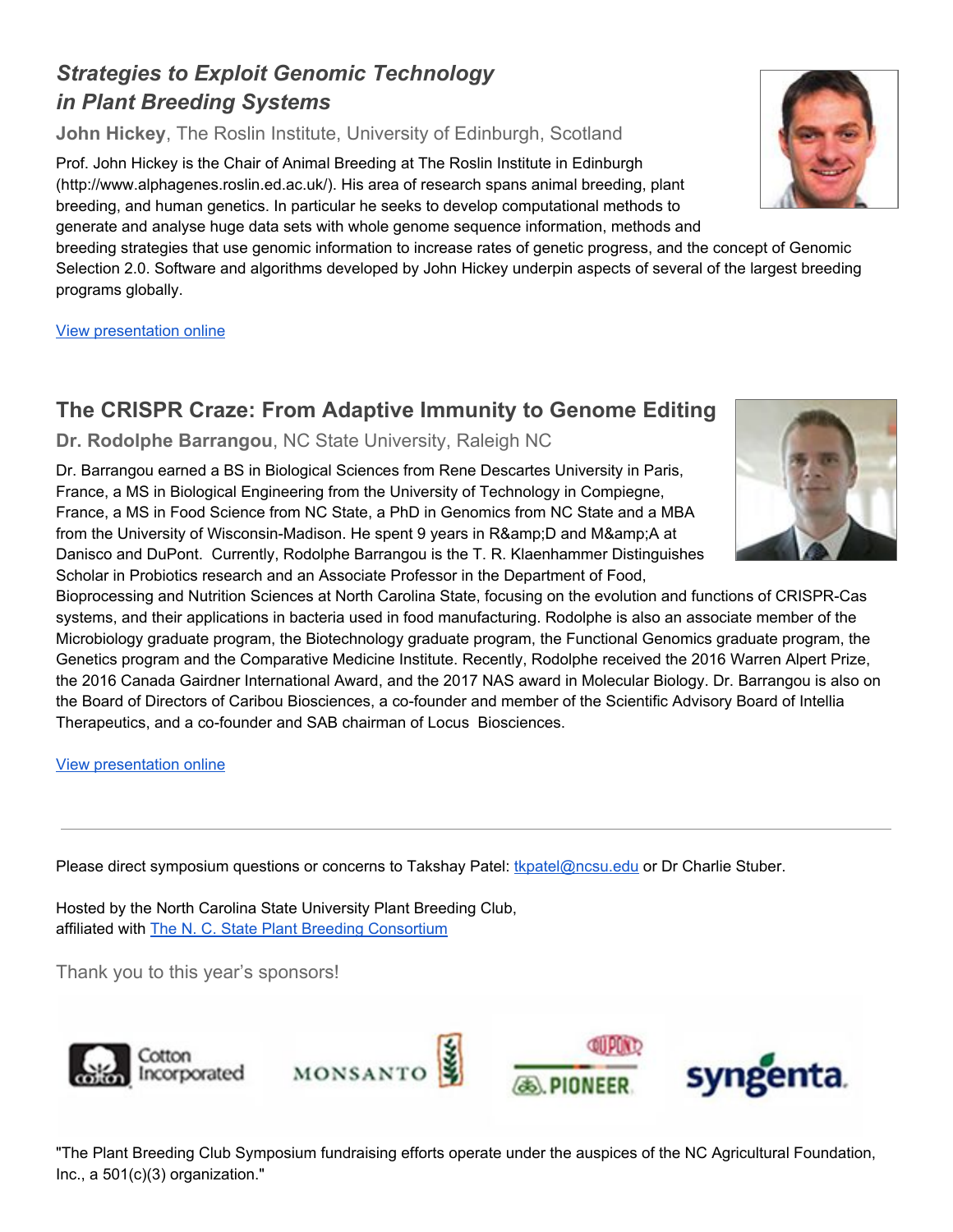## *Strategies to Exploit Genomic Technology in Plant Breeding Systems*

**John Hickey**, The Roslin Institute, University of Edinburgh, Scotland

Prof. John Hickey is the Chair of Animal Breeding at The Roslin Institute in Edinburgh (http://www.alphagenes.roslin.ed.ac.uk/). His area of research spans animal breeding, plant breeding, and human genetics. In particular he seeks to develop computational methods to generate and analyse huge data sets with whole genome sequence information, methods and breeding strategies that use genomic information to increase rates of genetic progress, and the concept of Genomic Selection 2.0. Software and algorithms developed by John Hickey underpin aspects of several of the largest breeding programs globally.

View presentation online

## The CRISPR Craze: From Adaptive Immunity to Genome Editing

**Dr. Rodolphe Barrangou**, NC State University, Raleigh NC

Dr. Barrangou earned a BS in Biological Sciences from Rene Descartes University in Paris, France, a MS in Biological Engineering from the University of Technology in Compiegne, France, a MS in Food Science from NC State, a PhD in Genomics from NC State and a MBA from the University of Wisconsin-Madison. He spent 9 years in R&amp;D and M&amp;A at Danisco and DuPont. Currently, Rodolphe Barrangou is the T. R. Klaenhammer Distinguishes Scholar in Probiotics research and an Associate Professor in the Department of Food, Bioprocessing and Nutrition Sciences at North Carolina State, focusing on the evolution and functions of CRISPR-Cas systems, and their applications in bacteria used in food manufacturing. Rodolphe is also an associate member of the Microbiology graduate program, the Biotechnology graduate program, the Functional Genomics graduate program, the Genetics program and the Comparative Medicine Institute. Recently, Rodolphe received the 2016 Warren Alpert Prize, the 2016 Canada Gairdner International Award, and the 2017 NAS award in Molecular Biology. Dr. Barrangou is also on the Board of Directors of Caribou Biosciences, a co-founder and member of the Scientific Advisory Board of Intellia Therapeutics, and a co-founder and SAB chairman of Locus Biosciences.

View presentation online

---

Please direct symposium questions or concerns to Takshay Patel: tkpatel@ncsu.edu or Dr Charlie Stuber.

Hosted by the North Carolina State University Plant Breeding Club,
affiliated with The N. C. State Plant Breeding Consortium

Thank you to this year's sponsors!

Cotton Incorporated    MONSANTO    DUPONT PIONEER    syngenta

"The Plant Breeding Club Symposium fundraising efforts operate under the auspices of the NC Agricultural Foundation, Inc., a 501(c)(3) organization."